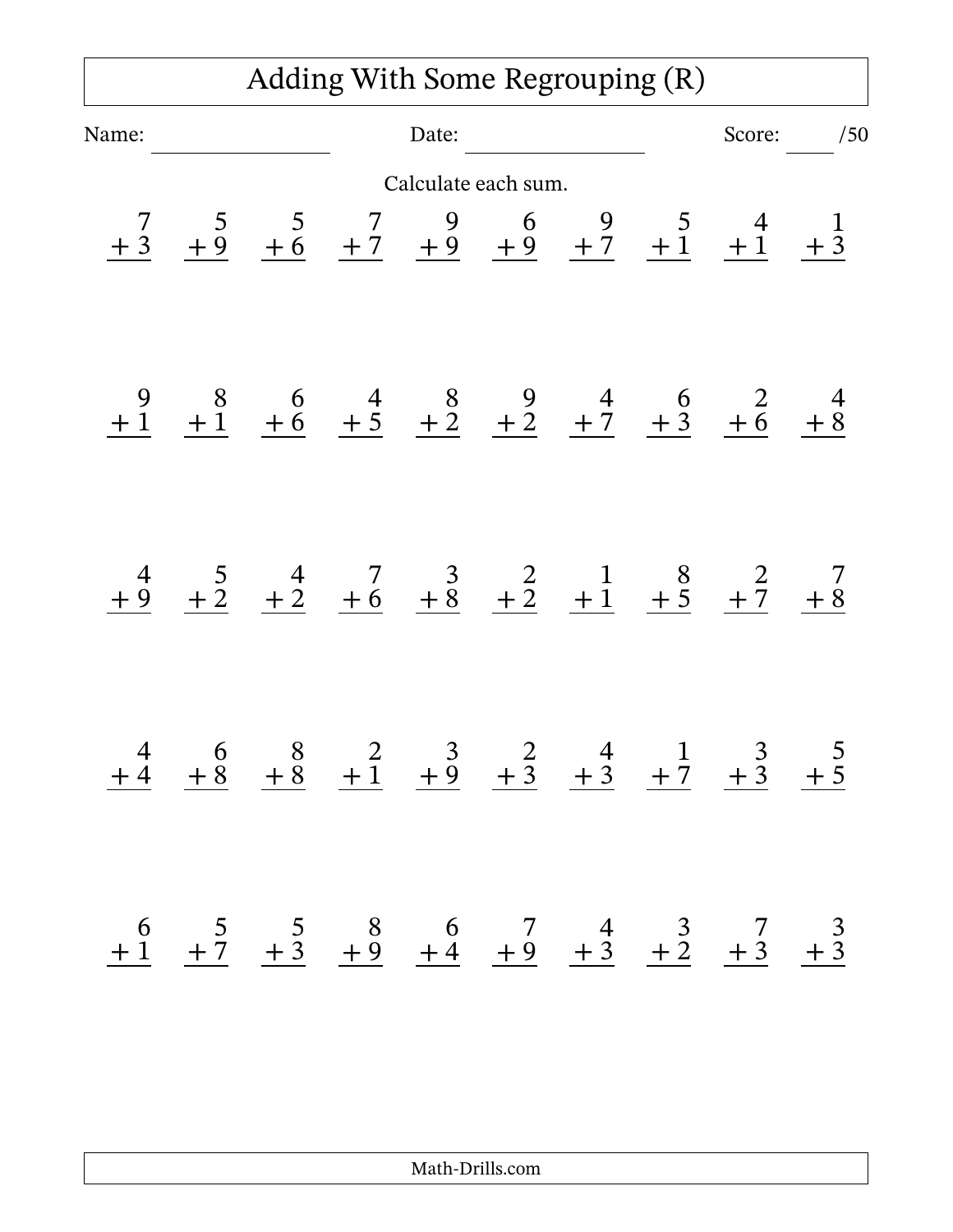# Adding With Some Regrouping (R)

Name: ____________ Date: ____________ Score: ____ /50

Calculate each sum.

| | | | | | | | | | |
|---|---|---|---|---|---|---|---|---|---|
| $7 + 3$ | $5 + 9$ | $5 + 6$ | $7 + 7$ | $9 + 9$ | $6 + 9$ | $9 + 7$ | $5 + 1$ | $4 + 1$ | $1 + 3$ |
| $9 + 1$ | $8 + 1$ | $6 + 6$ | $4 + 5$ | $8 + 2$ | $9 + 2$ | $4 + 7$ | $6 + 3$ | $2 + 6$ | $4 + 8$ |
| $4 + 9$ | $5 + 2$ | $4 + 2$ | $7 + 6$ | $3 + 8$ | $2 + 2$ | $1 + 1$ | $8 + 5$ | $2 + 7$ | $7 + 8$ |
| $4 + 4$ | $6 + 8$ | $8 + 8$ | $2 + 1$ | $3 + 9$ | $2 + 3$ | $4 + 3$ | $1 + 7$ | $3 + 3$ | $5 + 5$ |
| $6 + 1$ | $5 + 7$ | $5 + 3$ | $8 + 9$ | $6 + 4$ | $7 + 9$ | $4 + 3$ | $3 + 2$ | $7 + 3$ | $3 + 3$ |

Math-Drills.com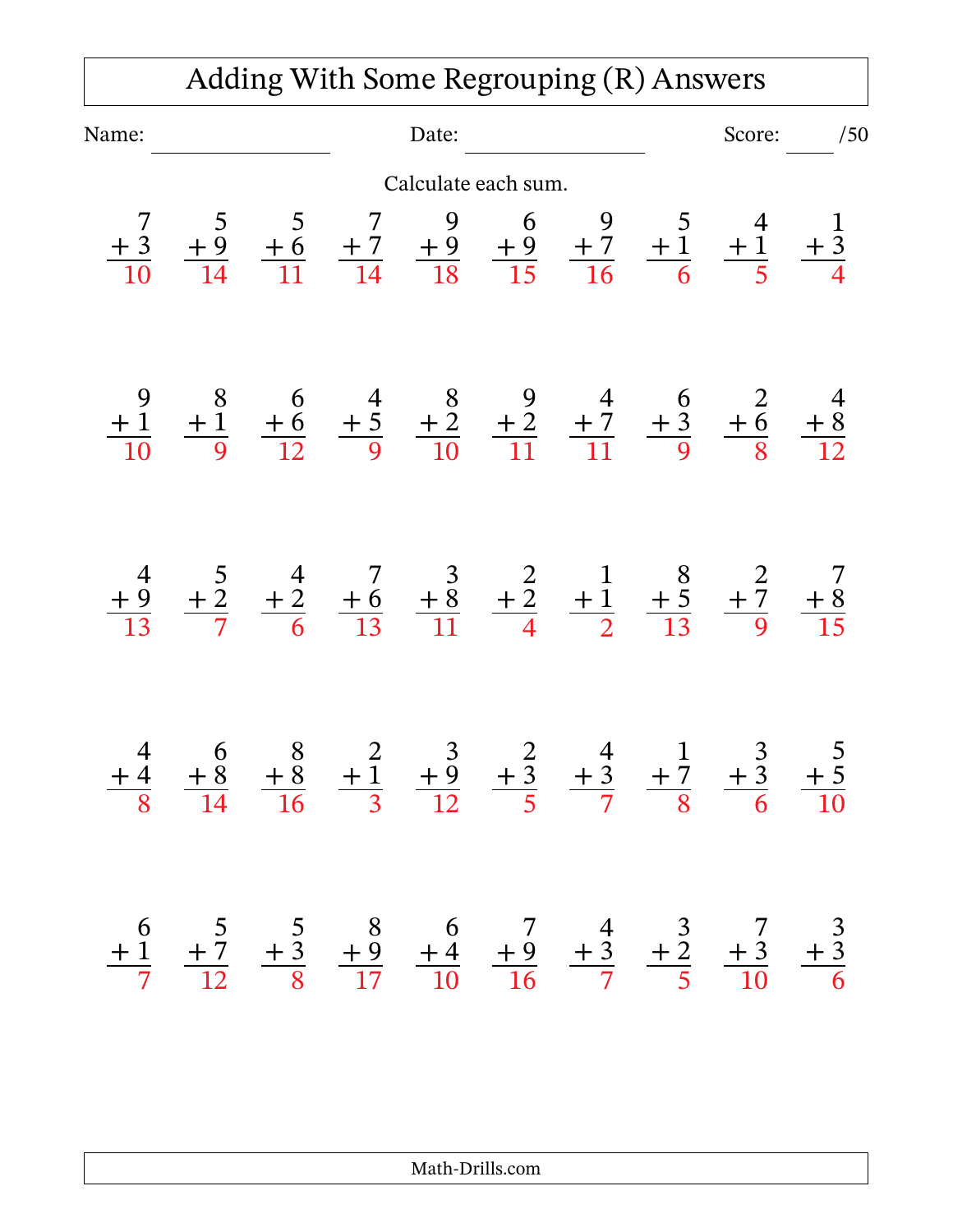# Adding With Some Regrouping (R) Answers

Name: ________________ Date: ________________ Score: ____ /50

Calculate each sum.

| | | | | | | | | | |
|---|---|---|---|---|---|---|---|---|---|
| $7 + 3 = 10$ | $5 + 9 = 14$ | $5 + 6 = 11$ | $7 + 7 = 14$ | $9 + 9 = 18$ | $6 + 9 = 15$ | $9 + 7 = 16$ | $5 + 1 = 6$ | $4 + 1 = 5$ | $1 + 3 = 4$ |
| $9 + 1 = 10$ | $8 + 1 = 9$ | $6 + 6 = 12$ | $4 + 5 = 9$ | $8 + 2 = 10$ | $9 + 2 = 11$ | $4 + 7 = 11$ | $6 + 3 = 9$ | $2 + 6 = 8$ | $4 + 8 = 12$ |
| $4 + 9 = 13$ | $5 + 2 = 7$ | $4 + 2 = 6$ | $7 + 6 = 13$ | $3 + 8 = 11$ | $2 + 2 = 4$ | $1 + 1 = 2$ | $8 + 5 = 13$ | $2 + 7 = 9$ | $7 + 8 = 15$ |
| $4 + 4 = 8$ | $6 + 8 = 14$ | $8 + 8 = 16$ | $2 + 1 = 3$ | $3 + 9 = 12$ | $2 + 3 = 5$ | $4 + 3 = 7$ | $1 + 7 = 8$ | $3 + 3 = 6$ | $5 + 5 = 10$ |
| $6 + 1 = 7$ | $5 + 7 = 12$ | $5 + 3 = 8$ | $8 + 9 = 17$ | $6 + 4 = 10$ | $7 + 9 = 16$ | $4 + 3 = 7$ | $3 + 2 = 5$ | $7 + 3 = 10$ | $3 + 3 = 6$ |

Math-Drills.com